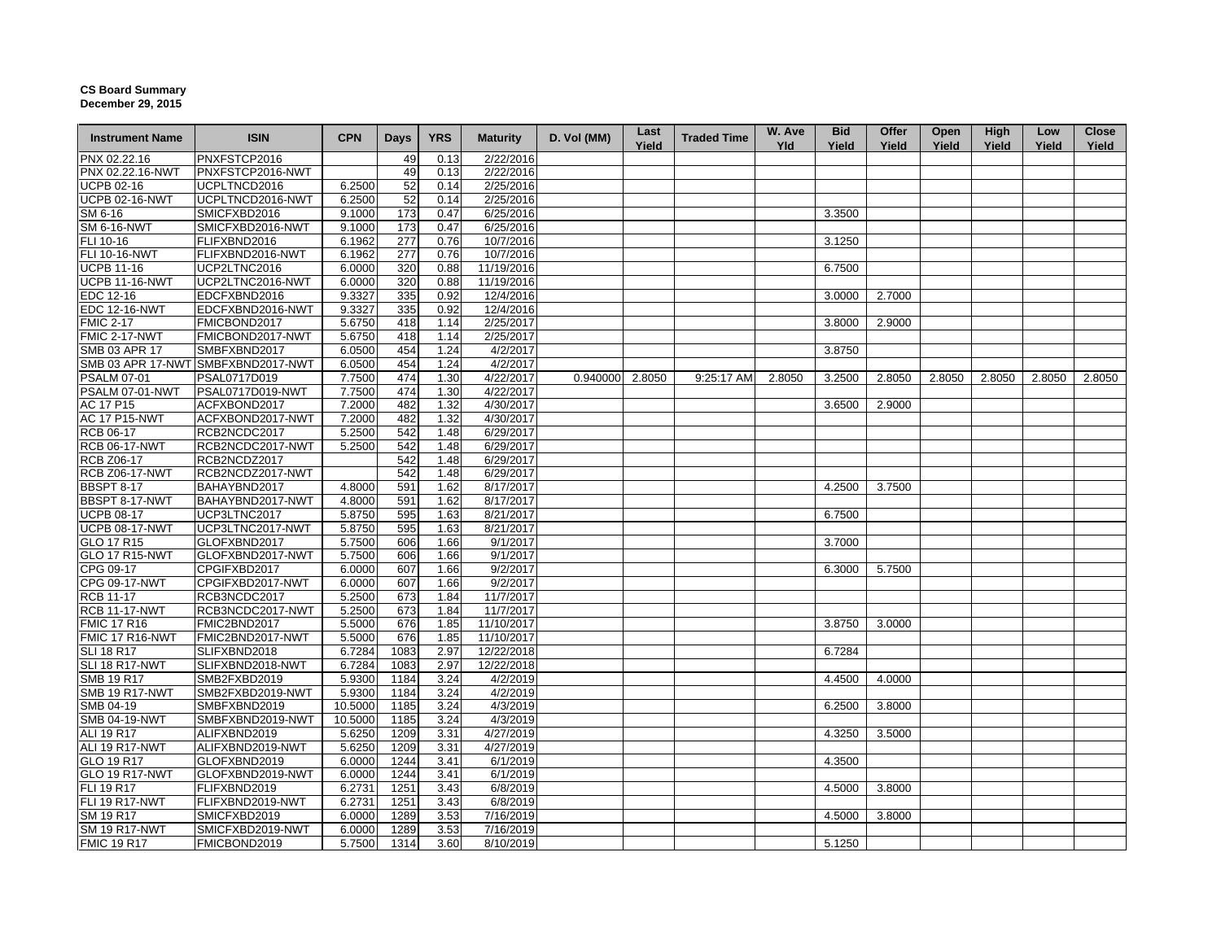**CS Board Summary**
**December 29, 2015**

| Instrument Name | ISIN | CPN | Days | YRS | Maturity | D. Vol (MM) | Last Yield | Traded Time | W. Ave Yld | Bid Yield | Offer Yield | Open Yield | High Yield | Low Yield | Close Yield |
|---|---|---|---|---|---|---|---|---|---|---|---|---|---|---|---|
| PNX 02.22.16 | PNXFSTCP2016 | | 49 | 0.13 | 2/22/2016 | | | | | | | | | | |
| PNX 02.22.16-NWT | PNXFSTCP2016-NWT | | 49 | 0.13 | 2/22/2016 | | | | | | | | | | |
| UCPB 02-16 | UCPLTNCD2016 | 6.2500 | 52 | 0.14 | 2/25/2016 | | | | | | | | | | |
| UCPB 02-16-NWT | UCPLTNCD2016-NWT | 6.2500 | 52 | 0.14 | 2/25/2016 | | | | | | | | | | |
| SM 6-16 | SMICFXBD2016 | 9.1000 | 173 | 0.47 | 6/25/2016 | | | | | 3.3500 | | | | | |
| SM 6-16-NWT | SMICFXBD2016-NWT | 9.1000 | 173 | 0.47 | 6/25/2016 | | | | | | | | | | |
| FLI 10-16 | FLIFXBND2016 | 6.1962 | 277 | 0.76 | 10/7/2016 | | | | | 3.1250 | | | | | |
| FLI 10-16-NWT | FLIFXBND2016-NWT | 6.1962 | 277 | 0.76 | 10/7/2016 | | | | | | | | | | |
| UCPB 11-16 | UCP2LTNC2016 | 6.0000 | 320 | 0.88 | 11/19/2016 | | | | | 6.7500 | | | | | |
| UCPB 11-16-NWT | UCP2LTNC2016-NWT | 6.0000 | 320 | 0.88 | 11/19/2016 | | | | | | | | | | |
| EDC 12-16 | EDCFXBND2016 | 9.3327 | 335 | 0.92 | 12/4/2016 | | | | | 3.0000 | 2.7000 | | | | |
| EDC 12-16-NWT | EDCFXBND2016-NWT | 9.3327 | 335 | 0.92 | 12/4/2016 | | | | | | | | | | |
| FMIC 2-17 | FMICBOND2017 | 5.6750 | 418 | 1.14 | 2/25/2017 | | | | | 3.8000 | 2.9000 | | | | |
| FMIC 2-17-NWT | FMICBOND2017-NWT | 5.6750 | 418 | 1.14 | 2/25/2017 | | | | | | | | | | |
| SMB 03 APR 17 | SMBFXBND2017 | 6.0500 | 454 | 1.24 | 4/2/2017 | | | | | 3.8750 | | | | | |
| SMB 03 APR 17-NWT | SMBFXBND2017-NWT | 6.0500 | 454 | 1.24 | 4/2/2017 | | | | | | | | | | |
| PSALM 07-01 | PSAL0717D019 | 7.7500 | 474 | 1.30 | 4/22/2017 | 0.940000 | 2.8050 | 9:25:17 AM | 2.8050 | 3.2500 | 2.8050 | 2.8050 | 2.8050 | 2.8050 | 2.8050 |
| PSALM 07-01-NWT | PSAL0717D019-NWT | 7.7500 | 474 | 1.30 | 4/22/2017 | | | | | | | | | | |
| AC 17 P15 | ACFXBOND2017 | 7.2000 | 482 | 1.32 | 4/30/2017 | | | | | 3.6500 | 2.9000 | | | | |
| AC 17 P15-NWT | ACFXBOND2017-NWT | 7.2000 | 482 | 1.32 | 4/30/2017 | | | | | | | | | | |
| RCB 06-17 | RCB2NCDC2017 | 5.2500 | 542 | 1.48 | 6/29/2017 | | | | | | | | | | |
| RCB 06-17-NWT | RCB2NCDC2017-NWT | 5.2500 | 542 | 1.48 | 6/29/2017 | | | | | | | | | | |
| RCB Z06-17 | RCB2NCDZ2017 | | 542 | 1.48 | 6/29/2017 | | | | | | | | | | |
| RCB Z06-17-NWT | RCB2NCDZ2017-NWT | | 542 | 1.48 | 6/29/2017 | | | | | | | | | | |
| BBSPT 8-17 | BAHAYBND2017 | 4.8000 | 591 | 1.62 | 8/17/2017 | | | | | 4.2500 | 3.7500 | | | | |
| BBSPT 8-17-NWT | BAHAYBND2017-NWT | 4.8000 | 591 | 1.62 | 8/17/2017 | | | | | | | | | | |
| UCPB 08-17 | UCP3LTNC2017 | 5.8750 | 595 | 1.63 | 8/21/2017 | | | | | 6.7500 | | | | | |
| UCPB 08-17-NWT | UCP3LTNC2017-NWT | 5.8750 | 595 | 1.63 | 8/21/2017 | | | | | | | | | | |
| GLO 17 R15 | GLOFXBND2017 | 5.7500 | 606 | 1.66 | 9/1/2017 | | | | | 3.7000 | | | | | |
| GLO 17 R15-NWT | GLOFXBND2017-NWT | 5.7500 | 606 | 1.66 | 9/1/2017 | | | | | | | | | | |
| CPG 09-17 | CPGIFXBD2017 | 6.0000 | 607 | 1.66 | 9/2/2017 | | | | | 6.3000 | 5.7500 | | | | |
| CPG 09-17-NWT | CPGIFXBD2017-NWT | 6.0000 | 607 | 1.66 | 9/2/2017 | | | | | | | | | | |
| RCB 11-17 | RCB3NCDC2017 | 5.2500 | 673 | 1.84 | 11/7/2017 | | | | | | | | | | |
| RCB 11-17-NWT | RCB3NCDC2017-NWT | 5.2500 | 673 | 1.84 | 11/7/2017 | | | | | | | | | | |
| FMIC 17 R16 | FMIC2BND2017 | 5.5000 | 676 | 1.85 | 11/10/2017 | | | | | 3.8750 | 3.0000 | | | | |
| FMIC 17 R16-NWT | FMIC2BND2017-NWT | 5.5000 | 676 | 1.85 | 11/10/2017 | | | | | | | | | | |
| SLI 18 R17 | SLIFXBND2018 | 6.7284 | 1083 | 2.97 | 12/22/2018 | | | | | 6.7284 | | | | | |
| SLI 18 R17-NWT | SLIFXBND2018-NWT | 6.7284 | 1083 | 2.97 | 12/22/2018 | | | | | | | | | | |
| SMB 19 R17 | SMB2FXBD2019 | 5.9300 | 1184 | 3.24 | 4/2/2019 | | | | | 4.4500 | 4.0000 | | | | |
| SMB 19 R17-NWT | SMB2FXBD2019-NWT | 5.9300 | 1184 | 3.24 | 4/2/2019 | | | | | | | | | | |
| SMB 04-19 | SMBFXBND2019 | 10.5000 | 1185 | 3.24 | 4/3/2019 | | | | | 6.2500 | 3.8000 | | | | |
| SMB 04-19-NWT | SMBFXBND2019-NWT | 10.5000 | 1185 | 3.24 | 4/3/2019 | | | | | | | | | | |
| ALI 19 R17 | ALIFXBND2019 | 5.6250 | 1209 | 3.31 | 4/27/2019 | | | | | 4.3250 | 3.5000 | | | | |
| ALI 19 R17-NWT | ALIFXBND2019-NWT | 5.6250 | 1209 | 3.31 | 4/27/2019 | | | | | | | | | | |
| GLO 19 R17 | GLOFXBND2019 | 6.0000 | 1244 | 3.41 | 6/1/2019 | | | | | 4.3500 | | | | | |
| GLO 19 R17-NWT | GLOFXBND2019-NWT | 6.0000 | 1244 | 3.41 | 6/1/2019 | | | | | | | | | | |
| FLI 19 R17 | FLIFXBND2019 | 6.2731 | 1251 | 3.43 | 6/8/2019 | | | | | 4.5000 | 3.8000 | | | | |
| FLI 19 R17-NWT | FLIFXBND2019-NWT | 6.2731 | 1251 | 3.43 | 6/8/2019 | | | | | | | | | | |
| SM 19 R17 | SMICFXBD2019 | 6.0000 | 1289 | 3.53 | 7/16/2019 | | | | | 4.5000 | 3.8000 | | | | |
| SM 19 R17-NWT | SMICFXBD2019-NWT | 6.0000 | 1289 | 3.53 | 7/16/2019 | | | | | | | | | | |
| FMIC 19 R17 | FMICBOND2019 | 5.7500 | 1314 | 3.60 | 8/10/2019 | | | | | 5.1250 | | | | | |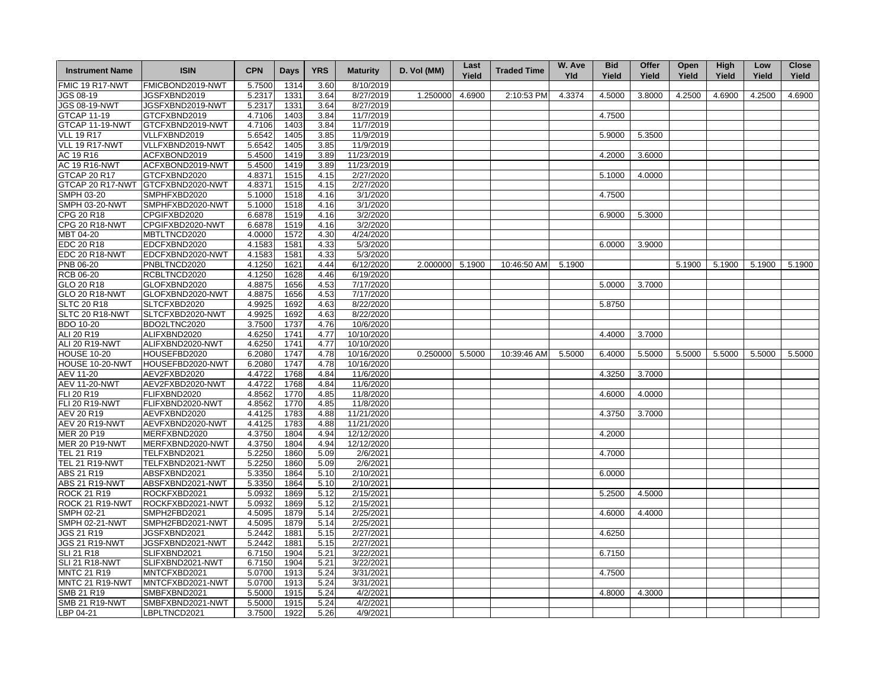| Instrument Name | ISIN | CPN | Days | YRS | Maturity | D. Vol (MM) | Last Yield | Traded Time | W. Ave Yld | Bid Yield | Offer Yield | Open Yield | High Yield | Low Yield | Close Yield |
|---|---|---|---|---|---|---|---|---|---|---|---|---|---|---|---|
| FMIC 19 R17-NWT | FMICBOND2019-NWT | 5.7500 | 1314 | 3.60 | 8/10/2019 | | | | | | | | | | |
| JGS 08-19 | JGSFXBND2019 | 5.2317 | 1331 | 3.64 | 8/27/2019 | 1.250000 | 4.6900 | 2:10:53 PM | 4.3374 | 4.5000 | 3.8000 | 4.2500 | 4.6900 | 4.2500 | 4.6900 |
| JGS 08-19-NWT | JGSFXBND2019-NWT | 5.2317 | 1331 | 3.64 | 8/27/2019 | | | | | | | | | | |
| GTCAP 11-19 | GTCFXBND2019 | 4.7106 | 1403 | 3.84 | 11/7/2019 | | | | | 4.7500 | | | | | |
| GTCAP 11-19-NWT | GTCFXBND2019-NWT | 4.7106 | 1403 | 3.84 | 11/7/2019 | | | | | | | | | | |
| VLL 19 R17 | VLLFXBND2019 | 5.6542 | 1405 | 3.85 | 11/9/2019 | | | | | 5.9000 | 5.3500 | | | | |
| VLL 19 R17-NWT | VLLFXBND2019-NWT | 5.6542 | 1405 | 3.85 | 11/9/2019 | | | | | | | | | | |
| AC 19 R16 | ACFXBOND2019 | 5.4500 | 1419 | 3.89 | 11/23/2019 | | | | | 4.2000 | 3.6000 | | | | |
| AC 19 R16-NWT | ACFXBOND2019-NWT | 5.4500 | 1419 | 3.89 | 11/23/2019 | | | | | | | | | | |
| GTCAP 20 R17 | GTCFXBND2020 | 4.8371 | 1515 | 4.15 | 2/27/2020 | | | | | 5.1000 | 4.0000 | | | | |
| GTCAP 20 R17-NWT | GTCFXBND2020-NWT | 4.8371 | 1515 | 4.15 | 2/27/2020 | | | | | | | | | | |
| SMPH 03-20 | SMPHFXBD2020 | 5.1000 | 1518 | 4.16 | 3/1/2020 | | | | | 4.7500 | | | | | |
| SMPH 03-20-NWT | SMPHFXBD2020-NWT | 5.1000 | 1518 | 4.16 | 3/1/2020 | | | | | | | | | | |
| CPG 20 R18 | CPGIFXBD2020 | 6.6878 | 1519 | 4.16 | 3/2/2020 | | | | | 6.9000 | 5.3000 | | | | |
| CPG 20 R18-NWT | CPGIFXBD2020-NWT | 6.6878 | 1519 | 4.16 | 3/2/2020 | | | | | | | | | | |
| MBT 04-20 | MBTLTNCD2020 | 4.0000 | 1572 | 4.30 | 4/24/2020 | | | | | | | | | | |
| EDC 20 R18 | EDCFXBND2020 | 4.1583 | 1581 | 4.33 | 5/3/2020 | | | | | 6.0000 | 3.9000 | | | | |
| EDC 20 R18-NWT | EDCFXBND2020-NWT | 4.1583 | 1581 | 4.33 | 5/3/2020 | | | | | | | | | | |
| PNB 06-20 | PNBLTNCD2020 | 4.1250 | 1621 | 4.44 | 6/12/2020 | 2.000000 | 5.1900 | 10:46:50 AM | 5.1900 | | | 5.1900 | 5.1900 | 5.1900 | 5.1900 |
| RCB 06-20 | RCBLTNCD2020 | 4.1250 | 1628 | 4.46 | 6/19/2020 | | | | | | | | | | |
| GLO 20 R18 | GLOFXBND2020 | 4.8875 | 1656 | 4.53 | 7/17/2020 | | | | | 5.0000 | 3.7000 | | | | |
| GLO 20 R18-NWT | GLOFXBND2020-NWT | 4.8875 | 1656 | 4.53 | 7/17/2020 | | | | | | | | | | |
| SLTC 20 R18 | SLTCFXBD2020 | 4.9925 | 1692 | 4.63 | 8/22/2020 | | | | | 5.8750 | | | | | |
| SLTC 20 R18-NWT | SLTCFXBD2020-NWT | 4.9925 | 1692 | 4.63 | 8/22/2020 | | | | | | | | | | |
| BDO 10-20 | BDO2LTNC2020 | 3.7500 | 1737 | 4.76 | 10/6/2020 | | | | | | | | | | |
| ALI 20 R19 | ALIFXBND2020 | 4.6250 | 1741 | 4.77 | 10/10/2020 | | | | | 4.4000 | 3.7000 | | | | |
| ALI 20 R19-NWT | ALIFXBND2020-NWT | 4.6250 | 1741 | 4.77 | 10/10/2020 | | | | | | | | | | |
| HOUSE 10-20 | HOUSEFBD2020 | 6.2080 | 1747 | 4.78 | 10/16/2020 | 0.250000 | 5.5000 | 10:39:46 AM | 5.5000 | 6.4000 | 5.5000 | 5.5000 | 5.5000 | 5.5000 | 5.5000 |
| HOUSE 10-20-NWT | HOUSEFBD2020-NWT | 6.2080 | 1747 | 4.78 | 10/16/2020 | | | | | | | | | | |
| AEV 11-20 | AEV2FXBD2020 | 4.4722 | 1768 | 4.84 | 11/6/2020 | | | | | 4.3250 | 3.7000 | | | | |
| AEV 11-20-NWT | AEV2FXBD2020-NWT | 4.4722 | 1768 | 4.84 | 11/6/2020 | | | | | | | | | | |
| FLI 20 R19 | FLIFXBND2020 | 4.8562 | 1770 | 4.85 | 11/8/2020 | | | | | 4.6000 | 4.0000 | | | | |
| FLI 20 R19-NWT | FLIFXBND2020-NWT | 4.8562 | 1770 | 4.85 | 11/8/2020 | | | | | | | | | | |
| AEV 20 R19 | AEVFXBND2020 | 4.4125 | 1783 | 4.88 | 11/21/2020 | | | | | 4.3750 | 3.7000 | | | | |
| AEV 20 R19-NWT | AEVFXBND2020-NWT | 4.4125 | 1783 | 4.88 | 11/21/2020 | | | | | | | | | | |
| MER 20 P19 | MERFXBND2020 | 4.3750 | 1804 | 4.94 | 12/12/2020 | | | | | 4.2000 | | | | | |
| MER 20 P19-NWT | MERFXBND2020-NWT | 4.3750 | 1804 | 4.94 | 12/12/2020 | | | | | | | | | | |
| TEL 21 R19 | TELFXBND2021 | 5.2250 | 1860 | 5.09 | 2/6/2021 | | | | | 4.7000 | | | | | |
| TEL 21 R19-NWT | TELFXBND2021-NWT | 5.2250 | 1860 | 5.09 | 2/6/2021 | | | | | | | | | | |
| ABS 21 R19 | ABSFXBND2021 | 5.3350 | 1864 | 5.10 | 2/10/2021 | | | | | 6.0000 | | | | | |
| ABS 21 R19-NWT | ABSFXBND2021-NWT | 5.3350 | 1864 | 5.10 | 2/10/2021 | | | | | | | | | | |
| ROCK 21 R19 | ROCKFXBD2021 | 5.0932 | 1869 | 5.12 | 2/15/2021 | | | | | 5.2500 | 4.5000 | | | | |
| ROCK 21 R19-NWT | ROCKFXBD2021-NWT | 5.0932 | 1869 | 5.12 | 2/15/2021 | | | | | | | | | | |
| SMPH 02-21 | SMPH2FBD2021 | 4.5095 | 1879 | 5.14 | 2/25/2021 | | | | | 4.6000 | 4.4000 | | | | |
| SMPH 02-21-NWT | SMPH2FBD2021-NWT | 4.5095 | 1879 | 5.14 | 2/25/2021 | | | | | | | | | | |
| JGS 21 R19 | JGSFXBND2021 | 5.2442 | 1881 | 5.15 | 2/27/2021 | | | | | 4.6250 | | | | | |
| JGS 21 R19-NWT | JGSFXBND2021-NWT | 5.2442 | 1881 | 5.15 | 2/27/2021 | | | | | | | | | | |
| SLI 21 R18 | SLIFXBND2021 | 6.7150 | 1904 | 5.21 | 3/22/2021 | | | | | 6.7150 | | | | | |
| SLI 21 R18-NWT | SLIFXBND2021-NWT | 6.7150 | 1904 | 5.21 | 3/22/2021 | | | | | | | | | | |
| MNTC 21 R19 | MNTCFXBD2021 | 5.0700 | 1913 | 5.24 | 3/31/2021 | | | | | 4.7500 | | | | | |
| MNTC 21 R19-NWT | MNTCFXBD2021-NWT | 5.0700 | 1913 | 5.24 | 3/31/2021 | | | | | | | | | | |
| SMB 21 R19 | SMBFXBND2021 | 5.5000 | 1915 | 5.24 | 4/2/2021 | | | | | 4.8000 | 4.3000 | | | | |
| SMB 21 R19-NWT | SMBFXBND2021-NWT | 5.5000 | 1915 | 5.24 | 4/2/2021 | | | | | | | | | | |
| LBP 04-21 | LBPLTNCD2021 | 3.7500 | 1922 | 5.26 | 4/9/2021 | | | | | | | | | | |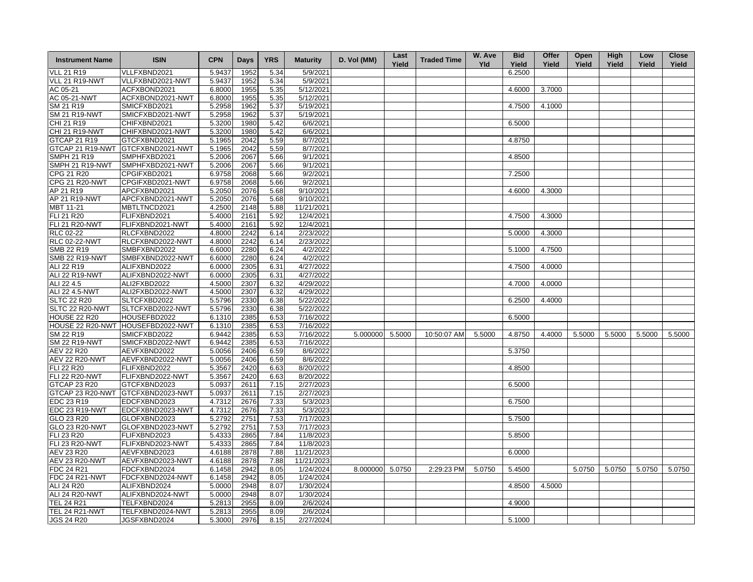| Instrument Name | ISIN | CPN | Days | YRS | Maturity | D. Vol (MM) | Last Yield | Traded Time | W. Ave Yld | Bid Yield | Offer Yield | Open Yield | High Yield | Low Yield | Close Yield |
|---|---|---|---|---|---|---|---|---|---|---|---|---|---|---|---|
| VLL 21 R19 | VLLFXBND2021 | 5.9437 | 1952 | 5.34 | 5/9/2021 | | | | | 6.2500 | | | | | |
| VLL 21 R19-NWT | VLLFXBND2021-NWT | 5.9437 | 1952 | 5.34 | 5/9/2021 | | | | | | | | | | |
| AC 05-21 | ACFXBOND2021 | 6.8000 | 1955 | 5.35 | 5/12/2021 | | | | | 4.6000 | 3.7000 | | | | |
| AC 05-21-NWT | ACFXBOND2021-NWT | 6.8000 | 1955 | 5.35 | 5/12/2021 | | | | | | | | | | |
| SM 21 R19 | SMICFXBD2021 | 5.2958 | 1962 | 5.37 | 5/19/2021 | | | | | 4.7500 | 4.1000 | | | | |
| SM 21 R19-NWT | SMICFXBD2021-NWT | 5.2958 | 1962 | 5.37 | 5/19/2021 | | | | | | | | | | |
| CHI 21 R19 | CHIFXBND2021 | 5.3200 | 1980 | 5.42 | 6/6/2021 | | | | | 6.5000 | | | | | |
| CHI 21 R19-NWT | CHIFXBND2021-NWT | 5.3200 | 1980 | 5.42 | 6/6/2021 | | | | | | | | | | |
| GTCAP 21 R19 | GTCFXBND2021 | 5.1965 | 2042 | 5.59 | 8/7/2021 | | | | | 4.8750 | | | | | |
| GTCAP 21 R19-NWT | GTCFXBND2021-NWT | 5.1965 | 2042 | 5.59 | 8/7/2021 | | | | | | | | | | |
| SMPH 21 R19 | SMPHFXBD2021 | 5.2006 | 2067 | 5.66 | 9/1/2021 | | | | | 4.8500 | | | | | |
| SMPH 21 R19-NWT | SMPHFXBD2021-NWT | 5.2006 | 2067 | 5.66 | 9/1/2021 | | | | | | | | | | |
| CPG 21 R20 | CPGIFXBD2021 | 6.9758 | 2068 | 5.66 | 9/2/2021 | | | | | 7.2500 | | | | | |
| CPG 21 R20-NWT | CPGIFXBD2021-NWT | 6.9758 | 2068 | 5.66 | 9/2/2021 | | | | | | | | | | |
| AP 21 R19 | APCFXBND2021 | 5.2050 | 2076 | 5.68 | 9/10/2021 | | | | | 4.6000 | 4.3000 | | | | |
| AP 21 R19-NWT | APCFXBND2021-NWT | 5.2050 | 2076 | 5.68 | 9/10/2021 | | | | | | | | | | |
| MBT 11-21 | MBTLTNCD2021 | 4.2500 | 2148 | 5.88 | 11/21/2021 | | | | | | | | | | |
| FLI 21 R20 | FLIFXBND2021 | 5.4000 | 2161 | 5.92 | 12/4/2021 | | | | | 4.7500 | 4.3000 | | | | |
| FLI 21 R20-NWT | FLIFXBND2021-NWT | 5.4000 | 2161 | 5.92 | 12/4/2021 | | | | | | | | | | |
| RLC 02-22 | RLCFXBND2022 | 4.8000 | 2242 | 6.14 | 2/23/2022 | | | | | 5.0000 | 4.3000 | | | | |
| RLC 02-22-NWT | RLCFXBND2022-NWT | 4.8000 | 2242 | 6.14 | 2/23/2022 | | | | | | | | | | |
| SMB 22 R19 | SMBFXBND2022 | 6.6000 | 2280 | 6.24 | 4/2/2022 | | | | | 5.1000 | 4.7500 | | | | |
| SMB 22 R19-NWT | SMBFXBND2022-NWT | 6.6000 | 2280 | 6.24 | 4/2/2022 | | | | | | | | | | |
| ALI 22 R19 | ALIFXBND2022 | 6.0000 | 2305 | 6.31 | 4/27/2022 | | | | | 4.7500 | 4.0000 | | | | |
| ALI 22 R19-NWT | ALIFXBND2022-NWT | 6.0000 | 2305 | 6.31 | 4/27/2022 | | | | | | | | | | |
| ALI 22 4.5 | ALI2FXBD2022 | 4.5000 | 2307 | 6.32 | 4/29/2022 | | | | | 4.7000 | 4.0000 | | | | |
| ALI 22 4.5-NWT | ALI2FXBD2022-NWT | 4.5000 | 2307 | 6.32 | 4/29/2022 | | | | | | | | | | |
| SLTC 22 R20 | SLTCFXBD2022 | 5.5796 | 2330 | 6.38 | 5/22/2022 | | | | | 6.2500 | 4.4000 | | | | |
| SLTC 22 R20-NWT | SLTCFXBD2022-NWT | 5.5796 | 2330 | 6.38 | 5/22/2022 | | | | | | | | | | |
| HOUSE 22 R20 | HOUSEFBD2022 | 6.1310 | 2385 | 6.53 | 7/16/2022 | | | | | 6.5000 | | | | | |
| HOUSE 22 R20-NWT | HOUSEFBD2022-NWT | 6.1310 | 2385 | 6.53 | 7/16/2022 | | | | | | | | | | |
| SM 22 R19 | SMICFXBD2022 | 6.9442 | 2385 | 6.53 | 7/16/2022 | 5.000000 | 5.5000 | 10:50:07 AM | 5.5000 | 4.8750 | 4.4000 | 5.5000 | 5.5000 | 5.5000 | 5.5000 |
| SM 22 R19-NWT | SMICFXBD2022-NWT | 6.9442 | 2385 | 6.53 | 7/16/2022 | | | | | | | | | | |
| AEV 22 R20 | AEVFXBND2022 | 5.0056 | 2406 | 6.59 | 8/6/2022 | | | | | 5.3750 | | | | | |
| AEV 22 R20-NWT | AEVFXBND2022-NWT | 5.0056 | 2406 | 6.59 | 8/6/2022 | | | | | | | | | | |
| FLI 22 R20 | FLIFXBND2022 | 5.3567 | 2420 | 6.63 | 8/20/2022 | | | | | 4.8500 | | | | | |
| FLI 22 R20-NWT | FLIFXBND2022-NWT | 5.3567 | 2420 | 6.63 | 8/20/2022 | | | | | | | | | | |
| GTCAP 23 R20 | GTCFXBND2023 | 5.0937 | 2611 | 7.15 | 2/27/2023 | | | | | 6.5000 | | | | | |
| GTCAP 23 R20-NWT | GTCFXBND2023-NWT | 5.0937 | 2611 | 7.15 | 2/27/2023 | | | | | | | | | | |
| EDC 23 R19 | EDCFXBND2023 | 4.7312 | 2676 | 7.33 | 5/3/2023 | | | | | 6.7500 | | | | | |
| EDC 23 R19-NWT | EDCFXBND2023-NWT | 4.7312 | 2676 | 7.33 | 5/3/2023 | | | | | | | | | | |
| GLO 23 R20 | GLOFXBND2023 | 5.2792 | 2751 | 7.53 | 7/17/2023 | | | | | 5.7500 | | | | | |
| GLO 23 R20-NWT | GLOFXBND2023-NWT | 5.2792 | 2751 | 7.53 | 7/17/2023 | | | | | | | | | | |
| FLI 23 R20 | FLIFXBND2023 | 5.4333 | 2865 | 7.84 | 11/8/2023 | | | | | 5.8500 | | | | | |
| FLI 23 R20-NWT | FLIFXBND2023-NWT | 5.4333 | 2865 | 7.84 | 11/8/2023 | | | | | | | | | | |
| AEV 23 R20 | AEVFXBND2023 | 4.6188 | 2878 | 7.88 | 11/21/2023 | | | | | 6.0000 | | | | | |
| AEV 23 R20-NWT | AEVFXBND2023-NWT | 4.6188 | 2878 | 7.88 | 11/21/2023 | | | | | | | | | | |
| FDC 24 R21 | FDCFXBND2024 | 6.1458 | 2942 | 8.05 | 1/24/2024 | 8.000000 | 5.0750 | 2:29:23 PM | 5.0750 | 5.4500 | | 5.0750 | 5.0750 | 5.0750 | 5.0750 |
| FDC 24 R21-NWT | FDCFXBND2024-NWT | 6.1458 | 2942 | 8.05 | 1/24/2024 | | | | | | | | | | |
| ALI 24 R20 | ALIFXBND2024 | 5.0000 | 2948 | 8.07 | 1/30/2024 | | | | | 4.8500 | 4.5000 | | | | |
| ALI 24 R20-NWT | ALIFXBND2024-NWT | 5.0000 | 2948 | 8.07 | 1/30/2024 | | | | | | | | | | |
| TEL 24 R21 | TELFXBND2024 | 5.2813 | 2955 | 8.09 | 2/6/2024 | | | | | 4.9000 | | | | | |
| TEL 24 R21-NWT | TELFXBND2024-NWT | 5.2813 | 2955 | 8.09 | 2/6/2024 | | | | | | | | | | |
| JGS 24 R20 | JGSFXBND2024 | 5.3000 | 2976 | 8.15 | 2/27/2024 | | | | | 5.1000 | | | | | |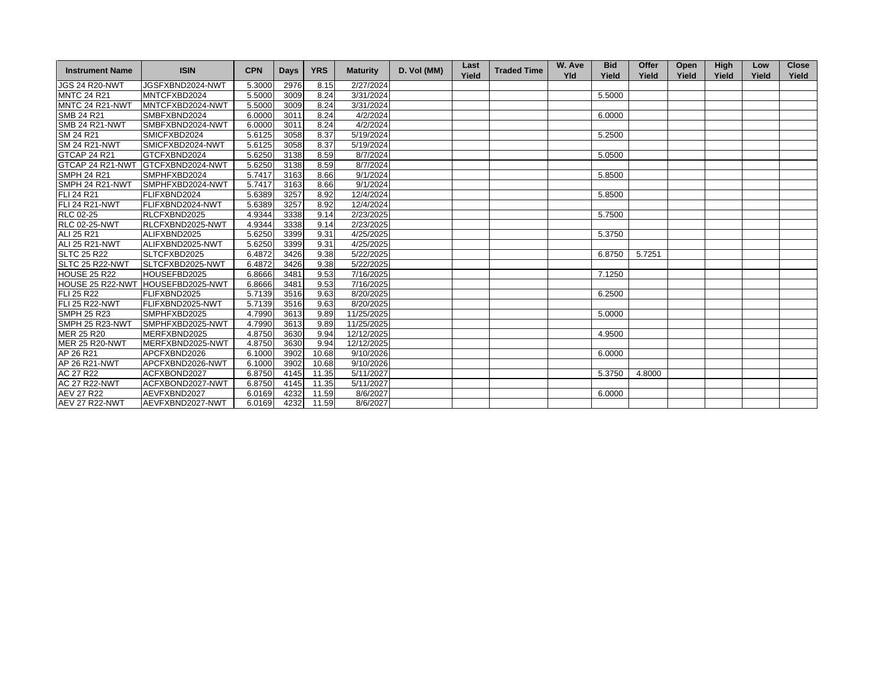| Instrument Name | ISIN | CPN | Days | YRS | Maturity | D. Vol (MM) | Last Yield | Traded Time | W. Ave Yld | Bid Yield | Offer Yield | Open Yield | High Yield | Low Yield | Close Yield |
|---|---|---|---|---|---|---|---|---|---|---|---|---|---|---|---|
| JGS 24 R20-NWT | JGSFXBND2024-NWT | 5.3000 | 2976 | 8.15 | 2/27/2024 | | | | | | | | | | |
| MNTC 24 R21 | MNTCFXBD2024 | 5.5000 | 3009 | 8.24 | 3/31/2024 | | | | | 5.5000 | | | | | |
| MNTC 24 R21-NWT | MNTCFXBD2024-NWT | 5.5000 | 3009 | 8.24 | 3/31/2024 | | | | | | | | | | |
| SMB 24 R21 | SMBFXBND2024 | 6.0000 | 3011 | 8.24 | 4/2/2024 | | | | | 6.0000 | | | | | |
| SMB 24 R21-NWT | SMBFXBND2024-NWT | 6.0000 | 3011 | 8.24 | 4/2/2024 | | | | | | | | | | |
| SM 24 R21 | SMICFXBD2024 | 5.6125 | 3058 | 8.37 | 5/19/2024 | | | | | 5.2500 | | | | | |
| SM 24 R21-NWT | SMICFXBD2024-NWT | 5.6125 | 3058 | 8.37 | 5/19/2024 | | | | | | | | | | |
| GTCAP 24 R21 | GTCFXBND2024 | 5.6250 | 3138 | 8.59 | 8/7/2024 | | | | | 5.0500 | | | | | |
| GTCAP 24 R21-NWT | GTCFXBND2024-NWT | 5.6250 | 3138 | 8.59 | 8/7/2024 | | | | | | | | | | |
| SMPH 24 R21 | SMPHFXBD2024 | 5.7417 | 3163 | 8.66 | 9/1/2024 | | | | | 5.8500 | | | | | |
| SMPH 24 R21-NWT | SMPHFXBD2024-NWT | 5.7417 | 3163 | 8.66 | 9/1/2024 | | | | | | | | | | |
| FLI 24 R21 | FLIFXBND2024 | 5.6389 | 3257 | 8.92 | 12/4/2024 | | | | | 5.8500 | | | | | |
| FLI 24 R21-NWT | FLIFXBND2024-NWT | 5.6389 | 3257 | 8.92 | 12/4/2024 | | | | | | | | | | |
| RLC 02-25 | RLCFXBND2025 | 4.9344 | 3338 | 9.14 | 2/23/2025 | | | | | 5.7500 | | | | | |
| RLC 02-25-NWT | RLCFXBND2025-NWT | 4.9344 | 3338 | 9.14 | 2/23/2025 | | | | | | | | | | |
| ALI 25 R21 | ALIFXBND2025 | 5.6250 | 3399 | 9.31 | 4/25/2025 | | | | | 5.3750 | | | | | |
| ALI 25 R21-NWT | ALIFXBND2025-NWT | 5.6250 | 3399 | 9.31 | 4/25/2025 | | | | | | | | | | |
| SLTC 25 R22 | SLTCFXBD2025 | 6.4872 | 3426 | 9.38 | 5/22/2025 | | | | | 6.8750 | 5.7251 | | | | |
| SLTC 25 R22-NWT | SLTCFXBD2025-NWT | 6.4872 | 3426 | 9.38 | 5/22/2025 | | | | | | | | | | |
| HOUSE 25 R22 | HOUSEFBD2025 | 6.8666 | 3481 | 9.53 | 7/16/2025 | | | | | 7.1250 | | | | | |
| HOUSE 25 R22-NWT | HOUSEFBD2025-NWT | 6.8666 | 3481 | 9.53 | 7/16/2025 | | | | | | | | | | |
| FLI 25 R22 | FLIFXBND2025 | 5.7139 | 3516 | 9.63 | 8/20/2025 | | | | | 6.2500 | | | | | |
| FLI 25 R22-NWT | FLIFXBND2025-NWT | 5.7139 | 3516 | 9.63 | 8/20/2025 | | | | | | | | | | |
| SMPH 25 R23 | SMPHFXBD2025 | 4.7990 | 3613 | 9.89 | 11/25/2025 | | | | | 5.0000 | | | | | |
| SMPH 25 R23-NWT | SMPHFXBD2025-NWT | 4.7990 | 3613 | 9.89 | 11/25/2025 | | | | | | | | | | |
| MER 25 R20 | MERFXBND2025 | 4.8750 | 3630 | 9.94 | 12/12/2025 | | | | | 4.9500 | | | | | |
| MER 25 R20-NWT | MERFXBND2025-NWT | 4.8750 | 3630 | 9.94 | 12/12/2025 | | | | | | | | | | |
| AP 26 R21 | APCFXBND2026 | 6.1000 | 3902 | 10.68 | 9/10/2026 | | | | | 6.0000 | | | | | |
| AP 26 R21-NWT | APCFXBND2026-NWT | 6.1000 | 3902 | 10.68 | 9/10/2026 | | | | | | | | | | |
| AC 27 R22 | ACFXBOND2027 | 6.8750 | 4145 | 11.35 | 5/11/2027 | | | | | 5.3750 | 4.8000 | | | | |
| AC 27 R22-NWT | ACFXBOND2027-NWT | 6.8750 | 4145 | 11.35 | 5/11/2027 | | | | | | | | | | |
| AEV 27 R22 | AEVFXBND2027 | 6.0169 | 4232 | 11.59 | 8/6/2027 | | | | | 6.0000 | | | | | |
| AEV 27 R22-NWT | AEVFXBND2027-NWT | 6.0169 | 4232 | 11.59 | 8/6/2027 | | | | | | | | | | |